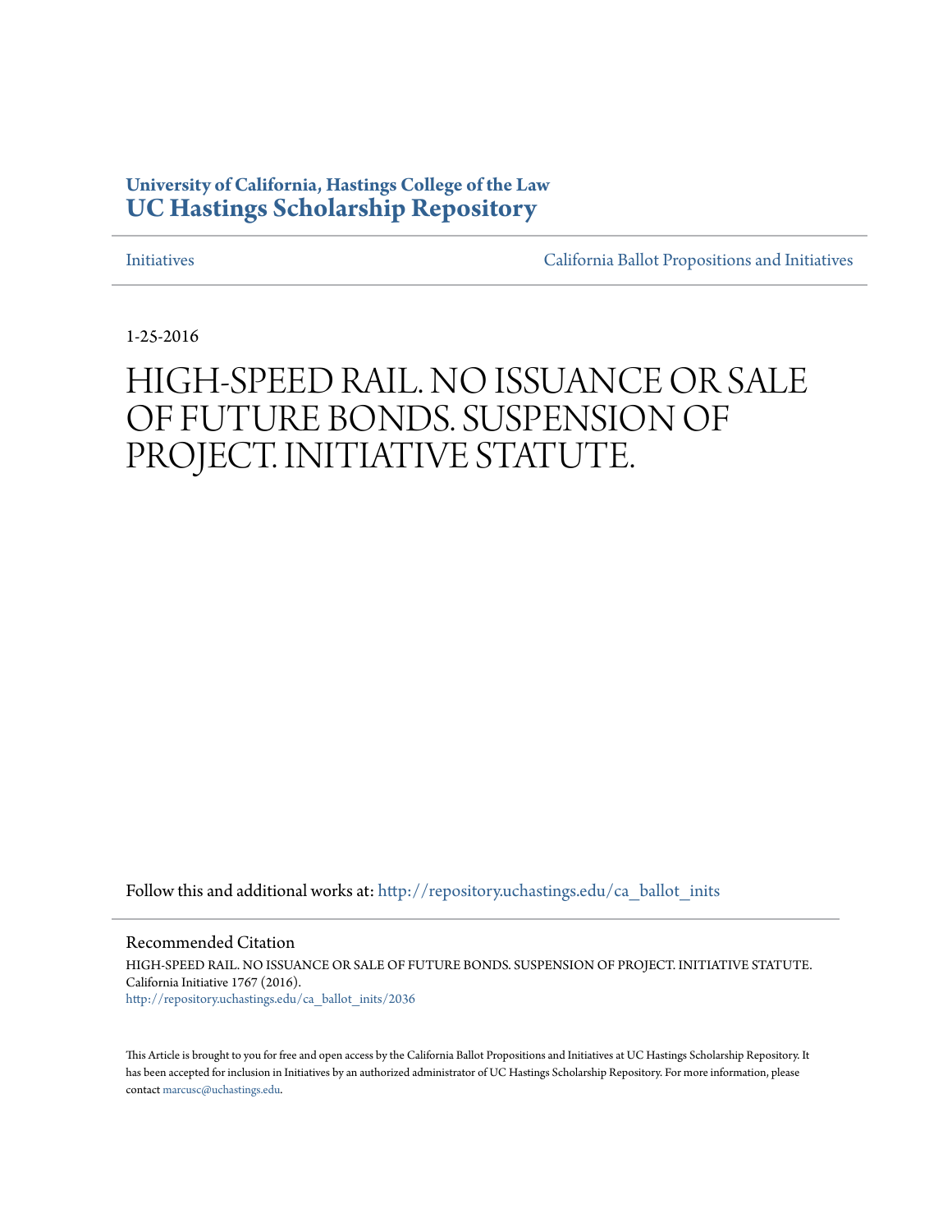**University of California, Hastings College of the Law**
**UC Hastings Scholarship Repository**

Initiatives | California Ballot Propositions and Initiatives

1-25-2016

# HIGH-SPEED RAIL. NO ISSUANCE OR SALE OF FUTURE BONDS. SUSPENSION OF PROJECT. INITIATIVE STATUTE.

Follow this and additional works at: http://repository.uchastings.edu/ca_ballot_inits

**Recommended Citation**

HIGH-SPEED RAIL. NO ISSUANCE OR SALE OF FUTURE BONDS. SUSPENSION OF PROJECT. INITIATIVE STATUTE. California Initiative 1767 (2016).
http://repository.uchastings.edu/ca_ballot_inits/2036

This Article is brought to you for free and open access by the California Ballot Propositions and Initiatives at UC Hastings Scholarship Repository. It has been accepted for inclusion in Initiatives by an authorized administrator of UC Hastings Scholarship Repository. For more information, please contact marcusc@uchastings.edu.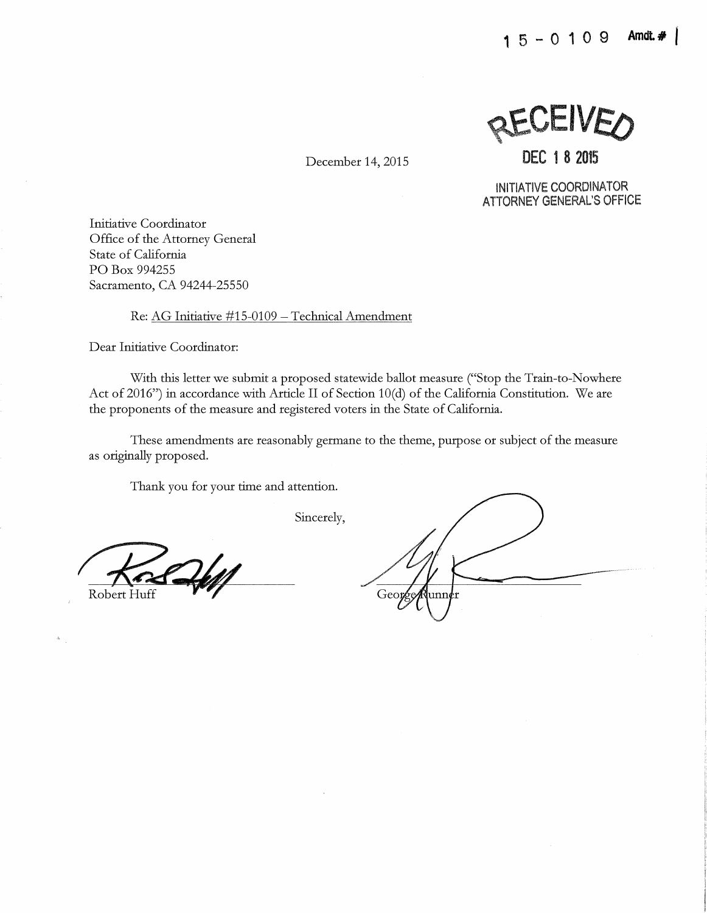15-0109 Amdt. # 1

RECEIVED

DEC 18 2015

INITIATIVE COORDINATOR
ATTORNEY GENERAL'S OFFICE

December 14, 2015

Initiative Coordinator
Office of the Attorney General
State of California
PO Box 994255
Sacramento, CA 94244-25550

Re: AG Initiative #15-0109 – Technical Amendment

Dear Initiative Coordinator:

With this letter we submit a proposed statewide ballot measure ("Stop the Train-to-Nowhere Act of 2016") in accordance with Article II of Section 10(d) of the California Constitution. We are the proponents of the measure and registered voters in the State of California.

These amendments are reasonably germane to the theme, purpose or subject of the measure as originally proposed.

Thank you for your time and attention.

Sincerely,

Robert Huff

George Runner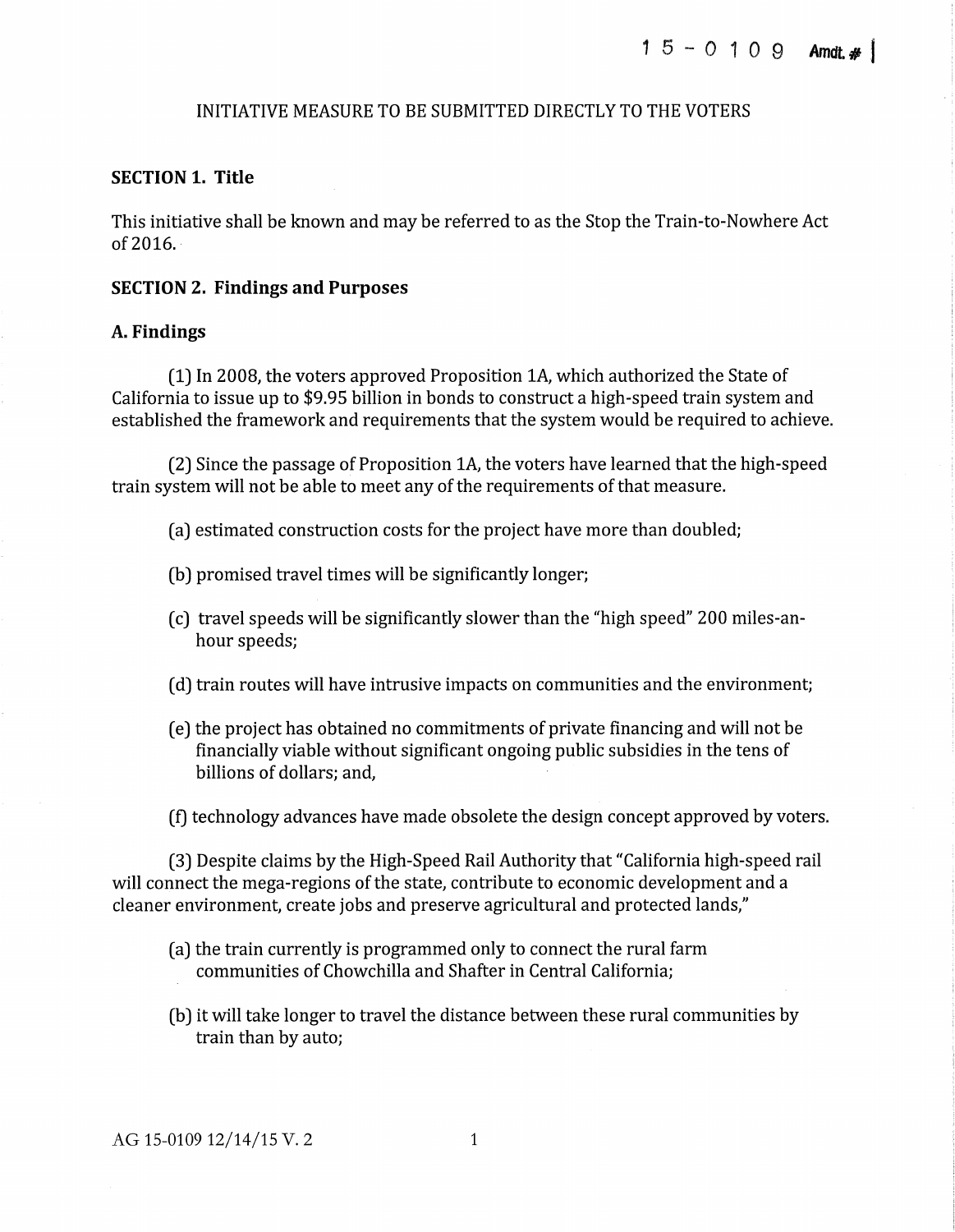INITIATIVE MEASURE TO BE SUBMITTED DIRECTLY TO THE VOTERS

**SECTION 1. Title**

This initiative shall be known and may be referred to as the Stop the Train-to-Nowhere Act of 2016.

**SECTION 2. Findings and Purposes**

**A. Findings**

(1) In 2008, the voters approved Proposition 1A, which authorized the State of California to issue up to $9.95 billion in bonds to construct a high-speed train system and established the framework and requirements that the system would be required to achieve.

(2) Since the passage of Proposition 1A, the voters have learned that the high-speed train system will not be able to meet any of the requirements of that measure.

(a) estimated construction costs for the project have more than doubled;

(b) promised travel times will be significantly longer;

(c) travel speeds will be significantly slower than the "high speed" 200 miles-an-hour speeds;

(d) train routes will have intrusive impacts on communities and the environment;

(e) the project has obtained no commitments of private financing and will not be financially viable without significant ongoing public subsidies in the tens of billions of dollars; and,

(f) technology advances have made obsolete the design concept approved by voters.

(3) Despite claims by the High-Speed Rail Authority that "California high-speed rail will connect the mega-regions of the state, contribute to economic development and a cleaner environment, create jobs and preserve agricultural and protected lands,"

(a) the train currently is programmed only to connect the rural farm communities of Chowchilla and Shafter in Central California;

(b) it will take longer to travel the distance between these rural communities by train than by auto;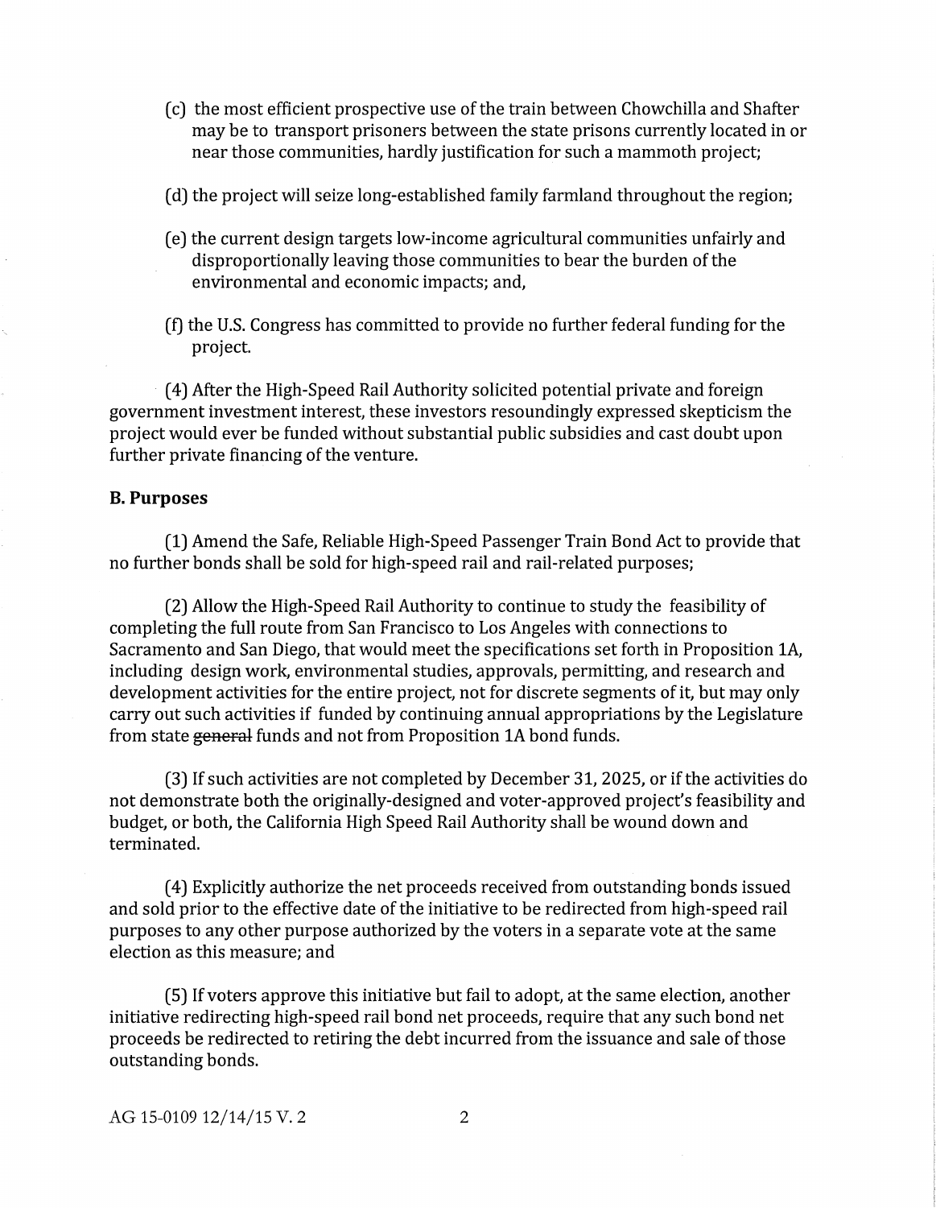(c) the most efficient prospective use of the train between Chowchilla and Shafter may be to transport prisoners between the state prisons currently located in or near those communities, hardly justification for such a mammoth project;

(d) the project will seize long-established family farmland throughout the region;

(e) the current design targets low-income agricultural communities unfairly and disproportionally leaving those communities to bear the burden of the environmental and economic impacts; and,

(f) the U.S. Congress has committed to provide no further federal funding for the project.

(4) After the High-Speed Rail Authority solicited potential private and foreign government investment interest, these investors resoundingly expressed skepticism the project would ever be funded without substantial public subsidies and cast doubt upon further private financing of the venture.

**B. Purposes**

(1) Amend the Safe, Reliable High-Speed Passenger Train Bond Act to provide that no further bonds shall be sold for high-speed rail and rail-related purposes;

(2) Allow the High-Speed Rail Authority to continue to study the feasibility of completing the full route from San Francisco to Los Angeles with connections to Sacramento and San Diego, that would meet the specifications set forth in Proposition 1A, including design work, environmental studies, approvals, permitting, and research and development activities for the entire project, not for discrete segments of it, but may only carry out such activities if funded by continuing annual appropriations by the Legislature from state ~~general~~ funds and not from Proposition 1A bond funds.

(3) If such activities are not completed by December 31, 2025, or if the activities do not demonstrate both the originally-designed and voter-approved project's feasibility and budget, or both, the California High Speed Rail Authority shall be wound down and terminated.

(4) Explicitly authorize the net proceeds received from outstanding bonds issued and sold prior to the effective date of the initiative to be redirected from high-speed rail purposes to any other purpose authorized by the voters in a separate vote at the same election as this measure; and

(5) If voters approve this initiative but fail to adopt, at the same election, another initiative redirecting high-speed rail bond net proceeds, require that any such bond net proceeds be redirected to retiring the debt incurred from the issuance and sale of those outstanding bonds.

AG 15-0109 12/14/15 V. 2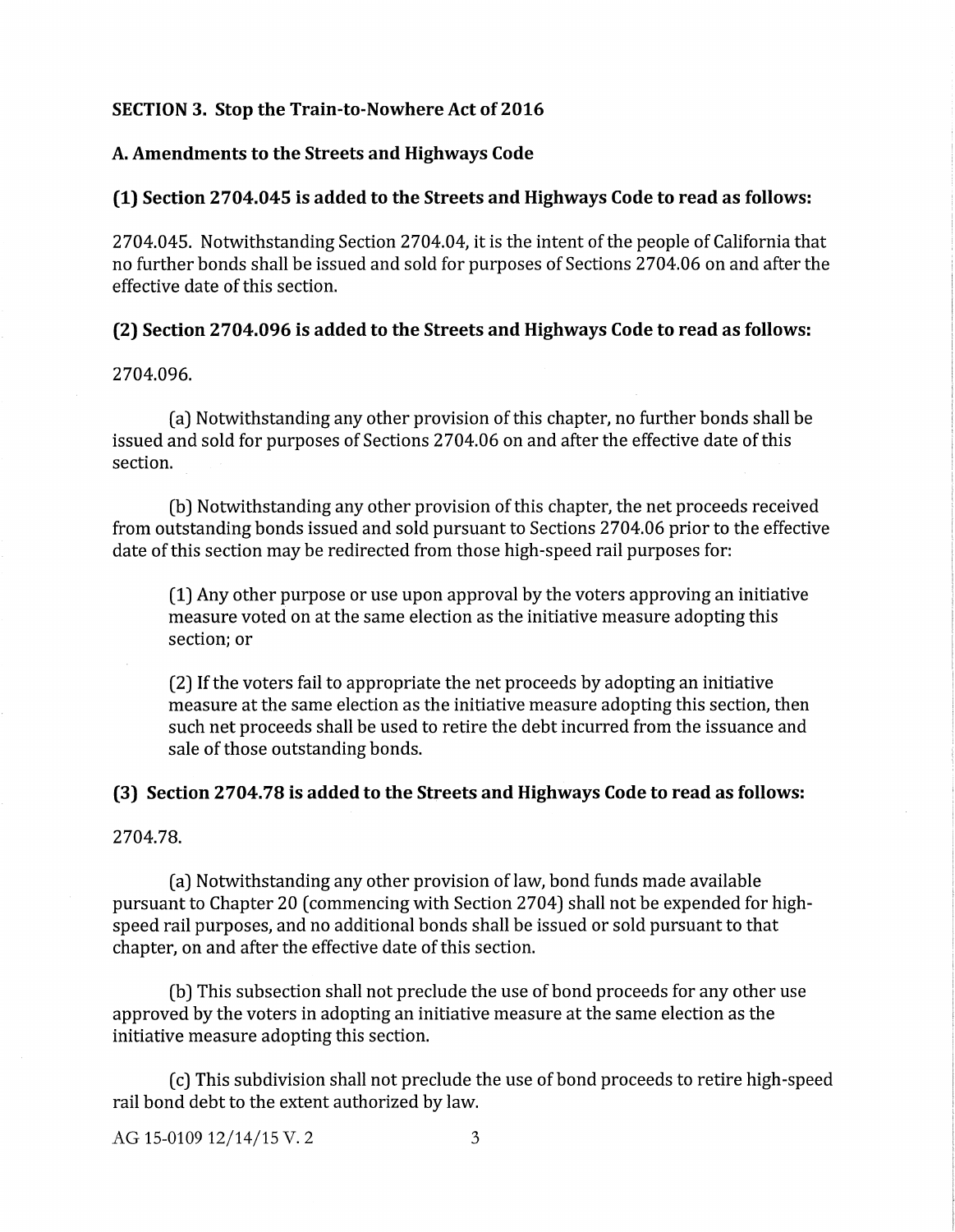**SECTION 3. Stop the Train-to-Nowhere Act of 2016**

**A. Amendments to the Streets and Highways Code**

**(1) Section 2704.045 is added to the Streets and Highways Code to read as follows:**

2704.045. Notwithstanding Section 2704.04, it is the intent of the people of California that no further bonds shall be issued and sold for purposes of Sections 2704.06 on and after the effective date of this section.

**(2) Section 2704.096 is added to the Streets and Highways Code to read as follows:**

2704.096.

(a) Notwithstanding any other provision of this chapter, no further bonds shall be issued and sold for purposes of Sections 2704.06 on and after the effective date of this section.

(b) Notwithstanding any other provision of this chapter, the net proceeds received from outstanding bonds issued and sold pursuant to Sections 2704.06 prior to the effective date of this section may be redirected from those high-speed rail purposes for:

(1) Any other purpose or use upon approval by the voters approving an initiative measure voted on at the same election as the initiative measure adopting this section; or

(2) If the voters fail to appropriate the net proceeds by adopting an initiative measure at the same election as the initiative measure adopting this section, then such net proceeds shall be used to retire the debt incurred from the issuance and sale of those outstanding bonds.

**(3) Section 2704.78 is added to the Streets and Highways Code to read as follows:**

2704.78.

(a) Notwithstanding any other provision of law, bond funds made available pursuant to Chapter 20 (commencing with Section 2704) shall not be expended for high-speed rail purposes, and no additional bonds shall be issued or sold pursuant to that chapter, on and after the effective date of this section.

(b) This subsection shall not preclude the use of bond proceeds for any other use approved by the voters in adopting an initiative measure at the same election as the initiative measure adopting this section.

(c) This subdivision shall not preclude the use of bond proceeds to retire high-speed rail bond debt to the extent authorized by law.

AG 15-0109 12/14/15 V. 2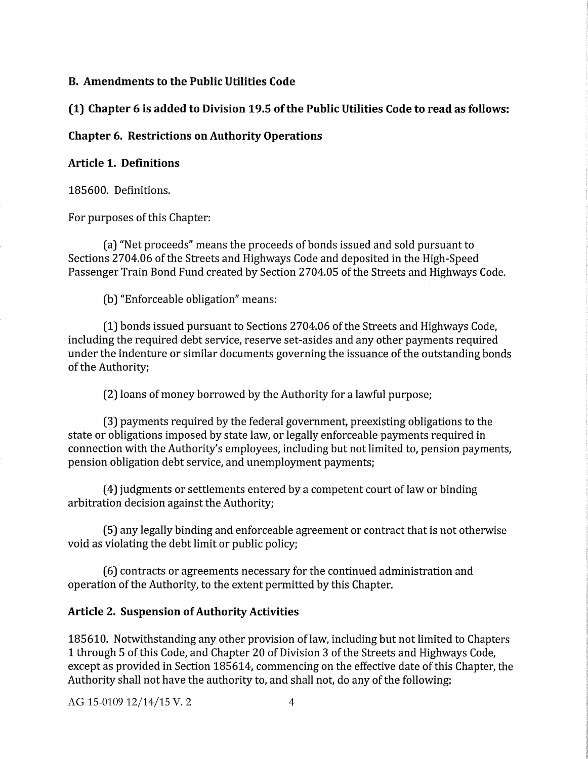## B. Amendments to the Public Utilities Code

### (1) Chapter 6 is added to Division 19.5 of the Public Utilities Code to read as follows:

### Chapter 6. Restrictions on Authority Operations

### Article 1. Definitions

185600. Definitions.

For purposes of this Chapter:

(a) "Net proceeds" means the proceeds of bonds issued and sold pursuant to Sections 2704.06 of the Streets and Highways Code and deposited in the High-Speed Passenger Train Bond Fund created by Section 2704.05 of the Streets and Highways Code.

(b) "Enforceable obligation" means:

(1) bonds issued pursuant to Sections 2704.06 of the Streets and Highways Code, including the required debt service, reserve set-asides and any other payments required under the indenture or similar documents governing the issuance of the outstanding bonds of the Authority;

(2) loans of money borrowed by the Authority for a lawful purpose;

(3) payments required by the federal government, preexisting obligations to the state or obligations imposed by state law, or legally enforceable payments required in connection with the Authority's employees, including but not limited to, pension payments, pension obligation debt service, and unemployment payments;

(4) judgments or settlements entered by a competent court of law or binding arbitration decision against the Authority;

(5) any legally binding and enforceable agreement or contract that is not otherwise void as violating the debt limit or public policy;

(6) contracts or agreements necessary for the continued administration and operation of the Authority, to the extent permitted by this Chapter.

### Article 2. Suspension of Authority Activities

185610. Notwithstanding any other provision of law, including but not limited to Chapters 1 through 5 of this Code, and Chapter 20 of Division 3 of the Streets and Highways Code, except as provided in Section 185614, commencing on the effective date of this Chapter, the Authority shall not have the authority to, and shall not, do any of the following: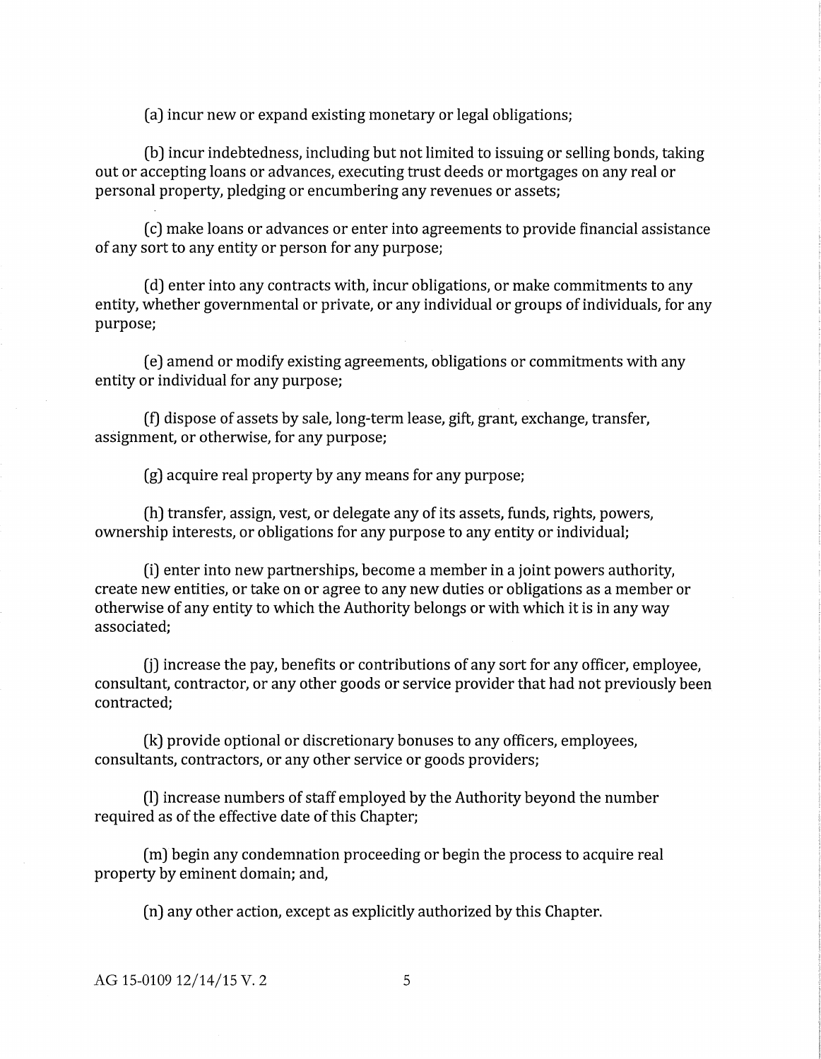(a) incur new or expand existing monetary or legal obligations;

(b) incur indebtedness, including but not limited to issuing or selling bonds, taking out or accepting loans or advances, executing trust deeds or mortgages on any real or personal property, pledging or encumbering any revenues or assets;

(c) make loans or advances or enter into agreements to provide financial assistance of any sort to any entity or person for any purpose;

(d) enter into any contracts with, incur obligations, or make commitments to any entity, whether governmental or private, or any individual or groups of individuals, for any purpose;

(e) amend or modify existing agreements, obligations or commitments with any entity or individual for any purpose;

(f) dispose of assets by sale, long-term lease, gift, grant, exchange, transfer, assignment, or otherwise, for any purpose;

(g) acquire real property by any means for any purpose;

(h) transfer, assign, vest, or delegate any of its assets, funds, rights, powers, ownership interests, or obligations for any purpose to any entity or individual;

(i) enter into new partnerships, become a member in a joint powers authority, create new entities, or take on or agree to any new duties or obligations as a member or otherwise of any entity to which the Authority belongs or with which it is in any way associated;

(j) increase the pay, benefits or contributions of any sort for any officer, employee, consultant, contractor, or any other goods or service provider that had not previously been contracted;

(k) provide optional or discretionary bonuses to any officers, employees, consultants, contractors, or any other service or goods providers;

(l) increase numbers of staff employed by the Authority beyond the number required as of the effective date of this Chapter;

(m) begin any condemnation proceeding or begin the process to acquire real property by eminent domain; and,

(n) any other action, except as explicitly authorized by this Chapter.

AG 15-0109 12/14/15 V. 2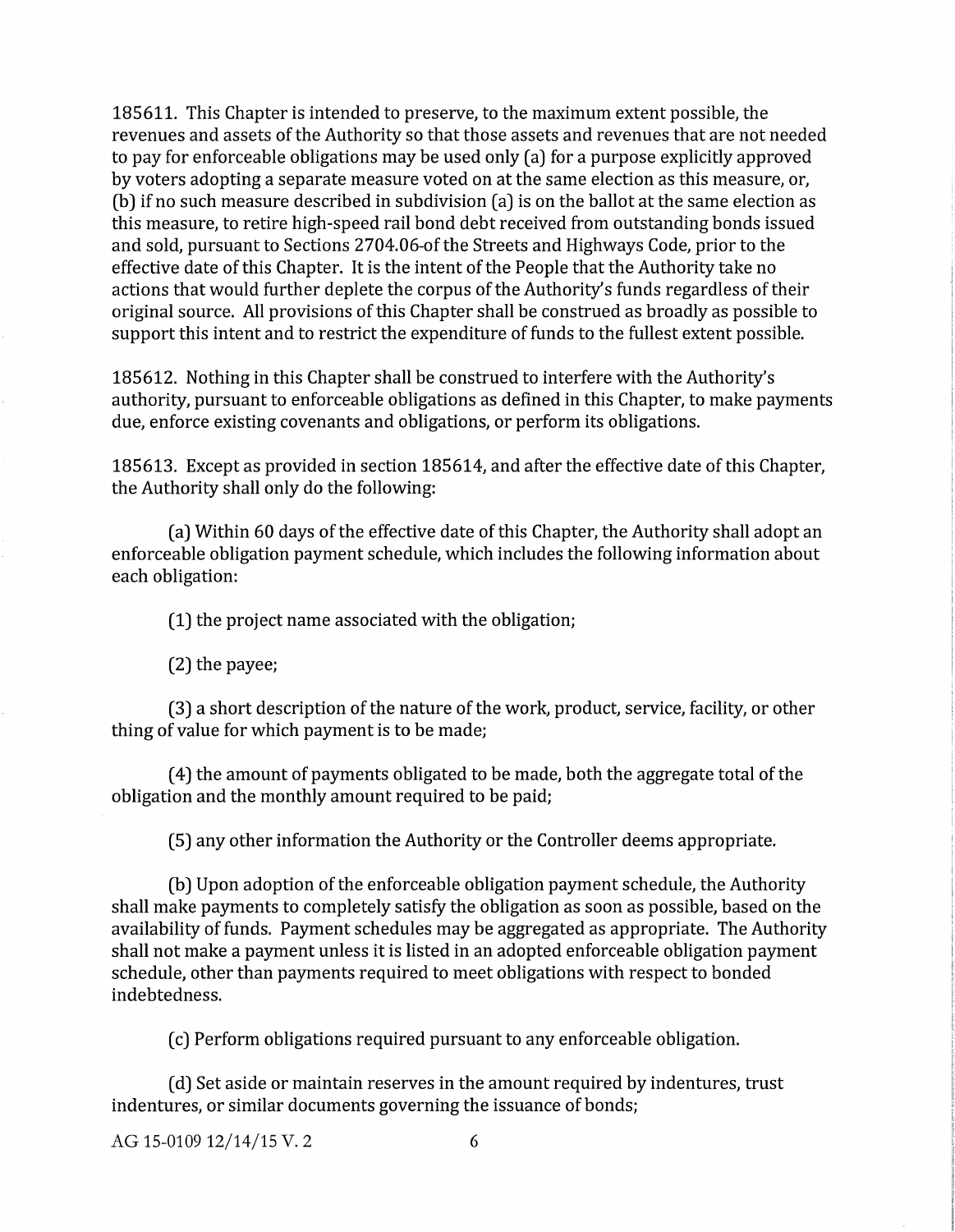185611. This Chapter is intended to preserve, to the maximum extent possible, the revenues and assets of the Authority so that those assets and revenues that are not needed to pay for enforceable obligations may be used only (a) for a purpose explicitly approved by voters adopting a separate measure voted on at the same election as this measure, or, (b) if no such measure described in subdivision (a) is on the ballot at the same election as this measure, to retire high-speed rail bond debt received from outstanding bonds issued and sold, pursuant to Sections 2704.06-of the Streets and Highways Code, prior to the effective date of this Chapter. It is the intent of the People that the Authority take no actions that would further deplete the corpus of the Authority's funds regardless of their original source. All provisions of this Chapter shall be construed as broadly as possible to support this intent and to restrict the expenditure of funds to the fullest extent possible.

185612. Nothing in this Chapter shall be construed to interfere with the Authority's authority, pursuant to enforceable obligations as defined in this Chapter, to make payments due, enforce existing covenants and obligations, or perform its obligations.

185613. Except as provided in section 185614, and after the effective date of this Chapter, the Authority shall only do the following:

(a) Within 60 days of the effective date of this Chapter, the Authority shall adopt an enforceable obligation payment schedule, which includes the following information about each obligation:

(1) the project name associated with the obligation;

(2) the payee;

(3) a short description of the nature of the work, product, service, facility, or other thing of value for which payment is to be made;

(4) the amount of payments obligated to be made, both the aggregate total of the obligation and the monthly amount required to be paid;

(5) any other information the Authority or the Controller deems appropriate.

(b) Upon adoption of the enforceable obligation payment schedule, the Authority shall make payments to completely satisfy the obligation as soon as possible, based on the availability of funds. Payment schedules may be aggregated as appropriate. The Authority shall not make a payment unless it is listed in an adopted enforceable obligation payment schedule, other than payments required to meet obligations with respect to bonded indebtedness.

(c) Perform obligations required pursuant to any enforceable obligation.

(d) Set aside or maintain reserves in the amount required by indentures, trust indentures, or similar documents governing the issuance of bonds;

AG 15-0109 12/14/15 V. 2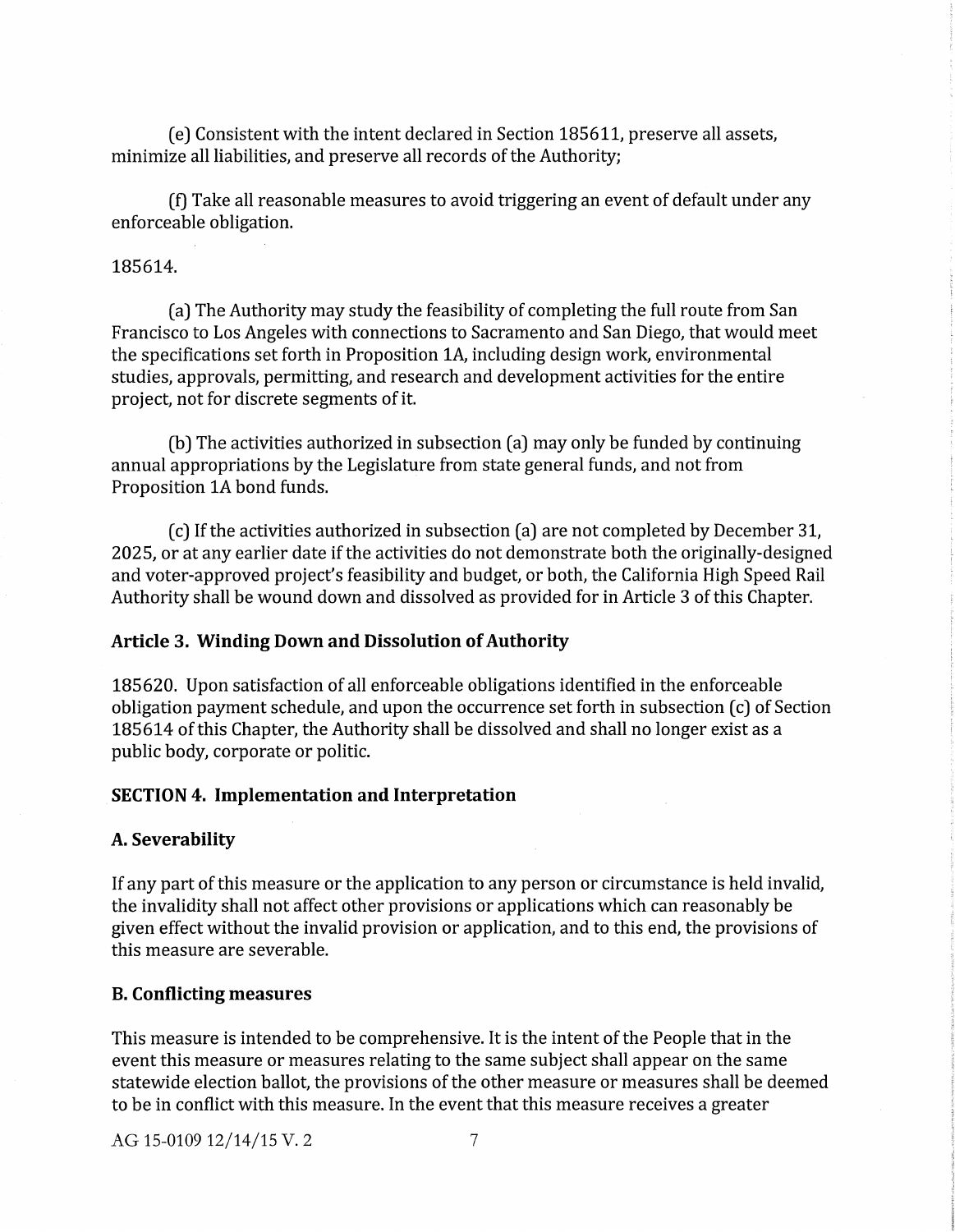(e) Consistent with the intent declared in Section 185611, preserve all assets, minimize all liabilities, and preserve all records of the Authority;

(f) Take all reasonable measures to avoid triggering an event of default under any enforceable obligation.

185614.

(a) The Authority may study the feasibility of completing the full route from San Francisco to Los Angeles with connections to Sacramento and San Diego, that would meet the specifications set forth in Proposition 1A, including design work, environmental studies, approvals, permitting, and research and development activities for the entire project, not for discrete segments of it.

(b) The activities authorized in subsection (a) may only be funded by continuing annual appropriations by the Legislature from state general funds, and not from Proposition 1A bond funds.

(c) If the activities authorized in subsection (a) are not completed by December 31, 2025, or at any earlier date if the activities do not demonstrate both the originally-designed and voter-approved project's feasibility and budget, or both, the California High Speed Rail Authority shall be wound down and dissolved as provided for in Article 3 of this Chapter.

**Article 3. Winding Down and Dissolution of Authority**

185620. Upon satisfaction of all enforceable obligations identified in the enforceable obligation payment schedule, and upon the occurrence set forth in subsection (c) of Section 185614 of this Chapter, the Authority shall be dissolved and shall no longer exist as a public body, corporate or politic.

## SECTION 4. Implementation and Interpretation

### A. Severability

If any part of this measure or the application to any person or circumstance is held invalid, the invalidity shall not affect other provisions or applications which can reasonably be given effect without the invalid provision or application, and to this end, the provisions of this measure are severable.

### B. Conflicting measures

This measure is intended to be comprehensive. It is the intent of the People that in the event this measure or measures relating to the same subject shall appear on the same statewide election ballot, the provisions of the other measure or measures shall be deemed to be in conflict with this measure. In the event that this measure receives a greater

AG 15-0109 12/14/15 V. 2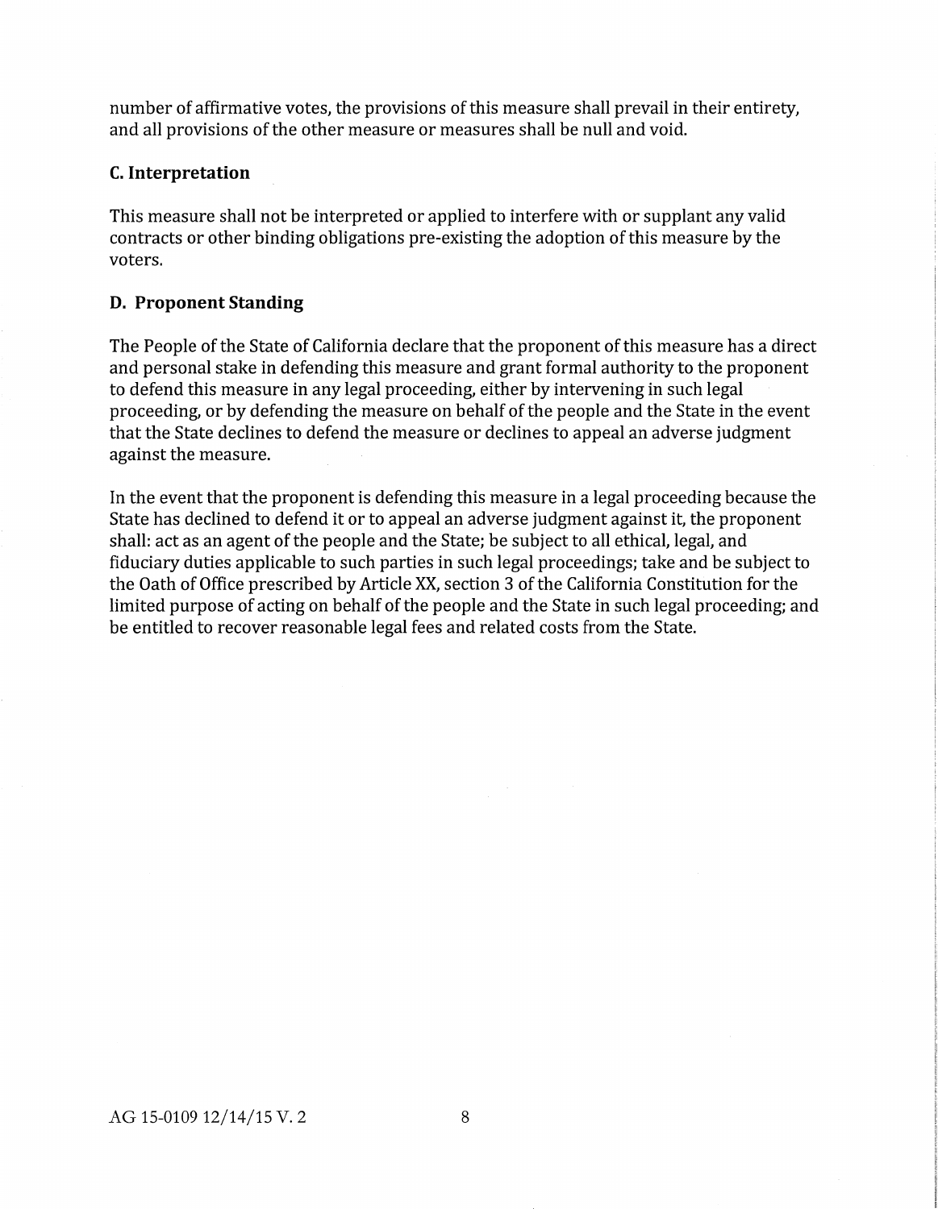number of affirmative votes, the provisions of this measure shall prevail in their entirety, and all provisions of the other measure or measures shall be null and void.

### C. Interpretation

This measure shall not be interpreted or applied to interfere with or supplant any valid contracts or other binding obligations pre-existing the adoption of this measure by the voters.

### D. Proponent Standing

The People of the State of California declare that the proponent of this measure has a direct and personal stake in defending this measure and grant formal authority to the proponent to defend this measure in any legal proceeding, either by intervening in such legal proceeding, or by defending the measure on behalf of the people and the State in the event that the State declines to defend the measure or declines to appeal an adverse judgment against the measure.

In the event that the proponent is defending this measure in a legal proceeding because the State has declined to defend it or to appeal an adverse judgment against it, the proponent shall: act as an agent of the people and the State; be subject to all ethical, legal, and fiduciary duties applicable to such parties in such legal proceedings; take and be subject to the Oath of Office prescribed by Article XX, section 3 of the California Constitution for the limited purpose of acting on behalf of the people and the State in such legal proceeding; and be entitled to recover reasonable legal fees and related costs from the State.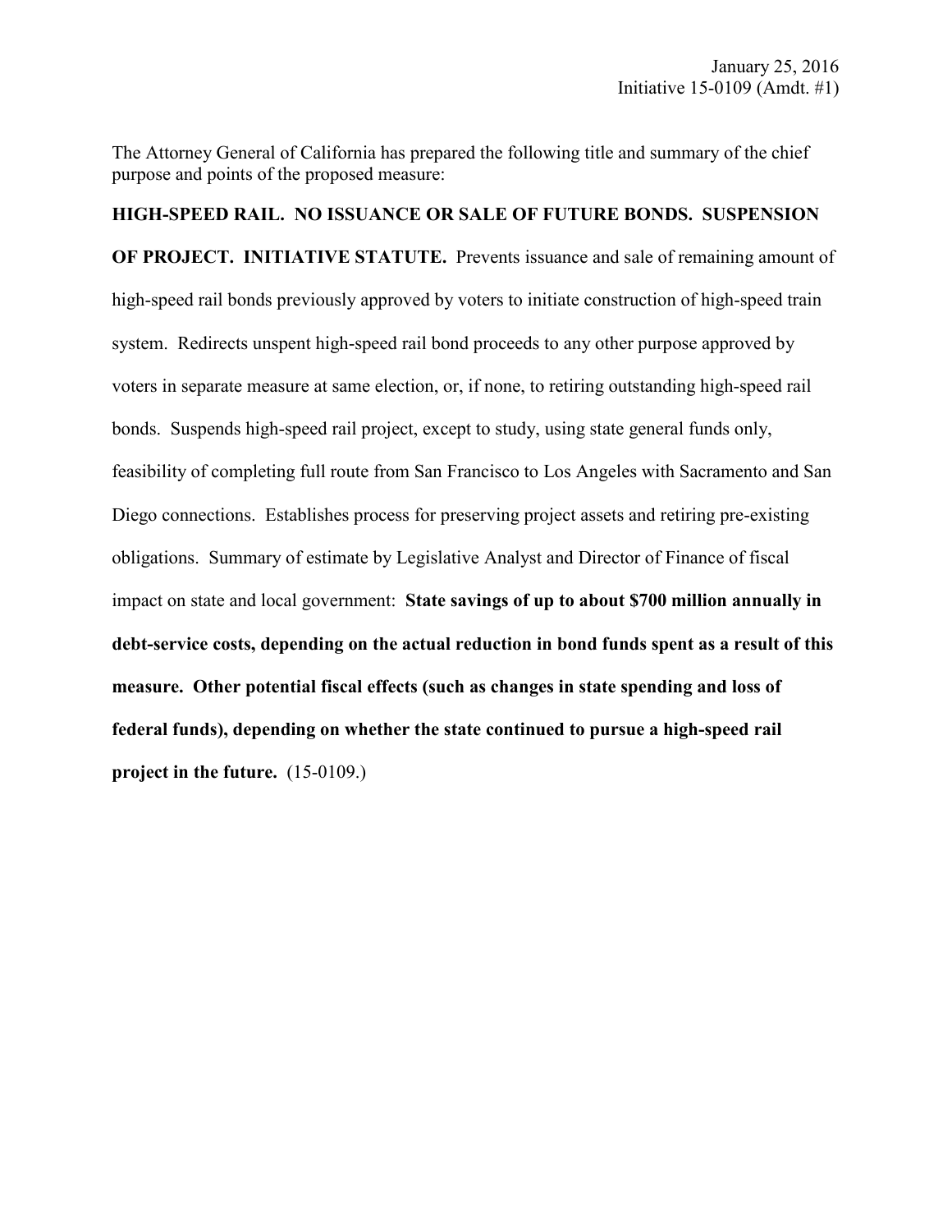January 25, 2016
Initiative 15-0109 (Amdt. #1)

The Attorney General of California has prepared the following title and summary of the chief purpose and points of the proposed measure:

**HIGH-SPEED RAIL. NO ISSUANCE OR SALE OF FUTURE BONDS. SUSPENSION OF PROJECT. INITIATIVE STATUTE.** Prevents issuance and sale of remaining amount of high-speed rail bonds previously approved by voters to initiate construction of high-speed train system. Redirects unspent high-speed rail bond proceeds to any other purpose approved by voters in separate measure at same election, or, if none, to retiring outstanding high-speed rail bonds. Suspends high-speed rail project, except to study, using state general funds only, feasibility of completing full route from San Francisco to Los Angeles with Sacramento and San Diego connections. Establishes process for preserving project assets and retiring pre-existing obligations. Summary of estimate by Legislative Analyst and Director of Finance of fiscal impact on state and local government: **State savings of up to about $700 million annually in debt-service costs, depending on the actual reduction in bond funds spent as a result of this measure. Other potential fiscal effects (such as changes in state spending and loss of federal funds), depending on whether the state continued to pursue a high-speed rail project in the future.** (15-0109.)